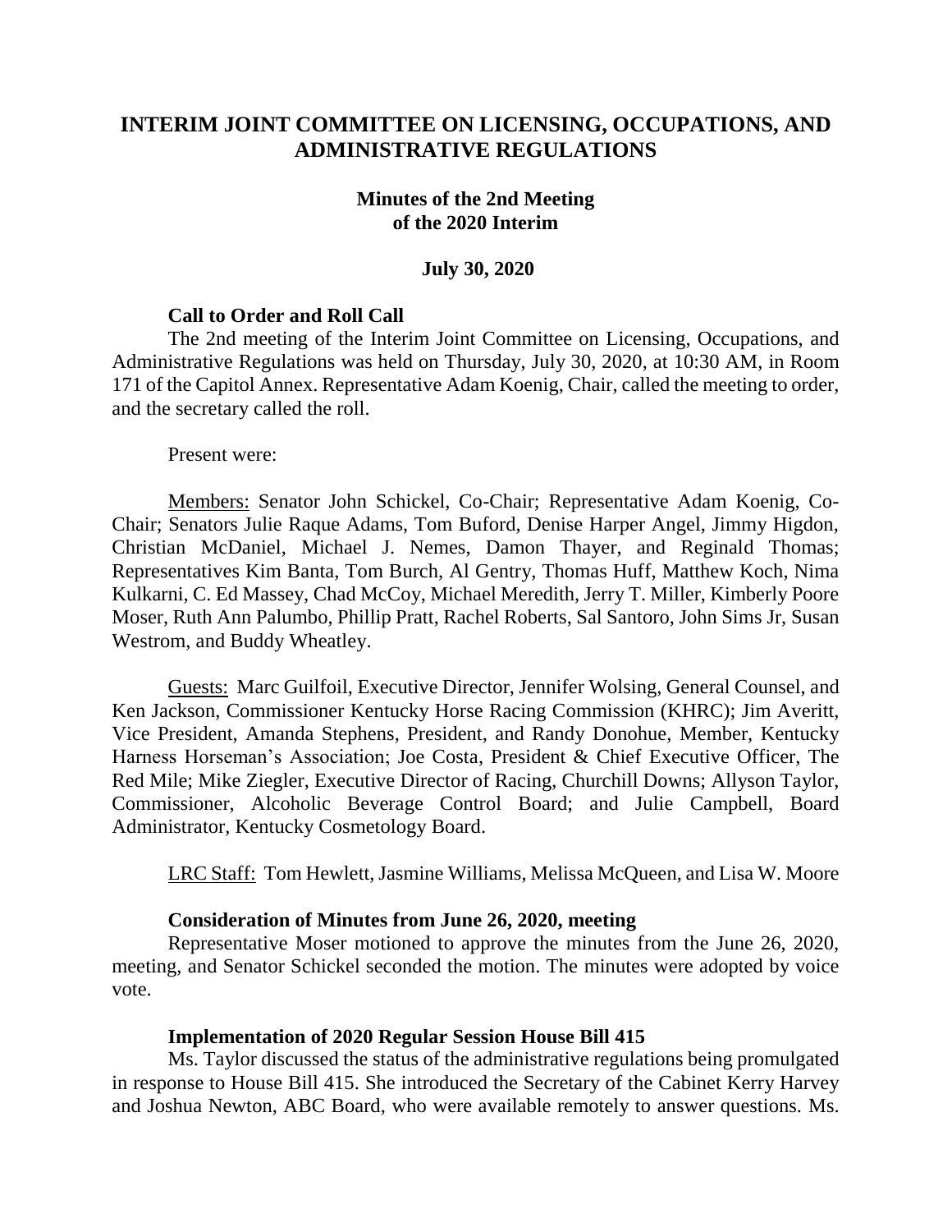# INTERIM JOINT COMMITTEE ON LICENSING, OCCUPATIONS, AND ADMINISTRATIVE REGULATIONS

## Minutes of the 2nd Meeting of the 2020 Interim

### July 30, 2020

**Call to Order and Roll Call**

The 2nd meeting of the Interim Joint Committee on Licensing, Occupations, and Administrative Regulations was held on Thursday, July 30, 2020, at 10:30 AM, in Room 171 of the Capitol Annex. Representative Adam Koenig, Chair, called the meeting to order, and the secretary called the roll.

Present were:

Members: Senator John Schickel, Co-Chair; Representative Adam Koenig, Co-Chair; Senators Julie Raque Adams, Tom Buford, Denise Harper Angel, Jimmy Higdon, Christian McDaniel, Michael J. Nemes, Damon Thayer, and Reginald Thomas; Representatives Kim Banta, Tom Burch, Al Gentry, Thomas Huff, Matthew Koch, Nima Kulkarni, C. Ed Massey, Chad McCoy, Michael Meredith, Jerry T. Miller, Kimberly Poore Moser, Ruth Ann Palumbo, Phillip Pratt, Rachel Roberts, Sal Santoro, John Sims Jr, Susan Westrom, and Buddy Wheatley.

Guests: Marc Guilfoil, Executive Director, Jennifer Wolsing, General Counsel, and Ken Jackson, Commissioner Kentucky Horse Racing Commission (KHRC); Jim Averitt, Vice President, Amanda Stephens, President, and Randy Donohue, Member, Kentucky Harness Horseman's Association; Joe Costa, President & Chief Executive Officer, The Red Mile; Mike Ziegler, Executive Director of Racing, Churchill Downs; Allyson Taylor, Commissioner, Alcoholic Beverage Control Board; and Julie Campbell, Board Administrator, Kentucky Cosmetology Board.

LRC Staff: Tom Hewlett, Jasmine Williams, Melissa McQueen, and Lisa W. Moore

**Consideration of Minutes from June 26, 2020, meeting**

Representative Moser motioned to approve the minutes from the June 26, 2020, meeting, and Senator Schickel seconded the motion. The minutes were adopted by voice vote.

**Implementation of 2020 Regular Session House Bill 415**

Ms. Taylor discussed the status of the administrative regulations being promulgated in response to House Bill 415. She introduced the Secretary of the Cabinet Kerry Harvey and Joshua Newton, ABC Board, who were available remotely to answer questions. Ms.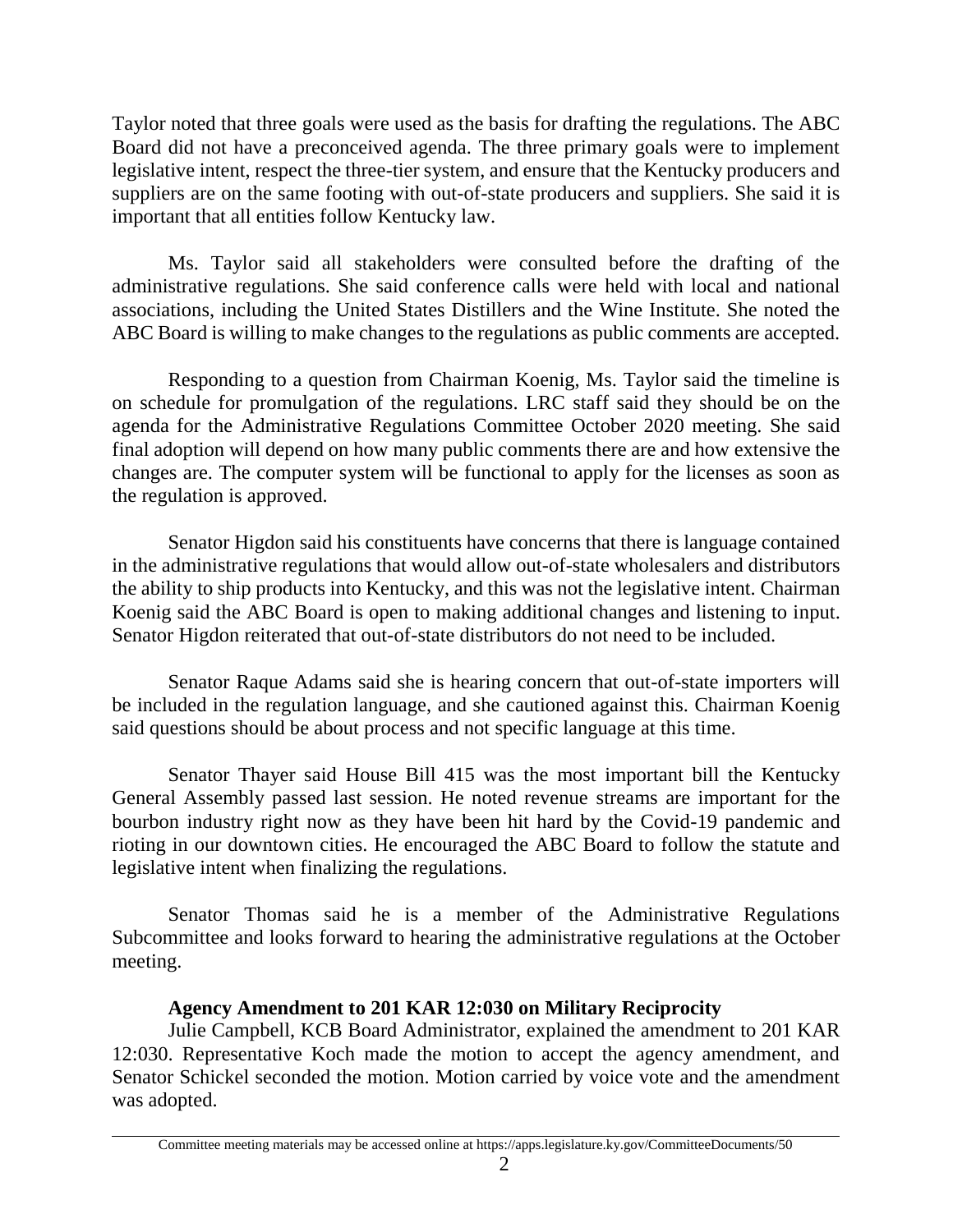Taylor noted that three goals were used as the basis for drafting the regulations. The ABC Board did not have a preconceived agenda. The three primary goals were to implement legislative intent, respect the three-tier system, and ensure that the Kentucky producers and suppliers are on the same footing with out-of-state producers and suppliers. She said it is important that all entities follow Kentucky law.

Ms. Taylor said all stakeholders were consulted before the drafting of the administrative regulations. She said conference calls were held with local and national associations, including the United States Distillers and the Wine Institute. She noted the ABC Board is willing to make changes to the regulations as public comments are accepted.

Responding to a question from Chairman Koenig, Ms. Taylor said the timeline is on schedule for promulgation of the regulations. LRC staff said they should be on the agenda for the Administrative Regulations Committee October 2020 meeting. She said final adoption will depend on how many public comments there are and how extensive the changes are. The computer system will be functional to apply for the licenses as soon as the regulation is approved.

Senator Higdon said his constituents have concerns that there is language contained in the administrative regulations that would allow out-of-state wholesalers and distributors the ability to ship products into Kentucky, and this was not the legislative intent. Chairman Koenig said the ABC Board is open to making additional changes and listening to input. Senator Higdon reiterated that out-of-state distributors do not need to be included.

Senator Raque Adams said she is hearing concern that out-of-state importers will be included in the regulation language, and she cautioned against this. Chairman Koenig said questions should be about process and not specific language at this time.

Senator Thayer said House Bill 415 was the most important bill the Kentucky General Assembly passed last session. He noted revenue streams are important for the bourbon industry right now as they have been hit hard by the Covid-19 pandemic and rioting in our downtown cities. He encouraged the ABC Board to follow the statute and legislative intent when finalizing the regulations.

Senator Thomas said he is a member of the Administrative Regulations Subcommittee and looks forward to hearing the administrative regulations at the October meeting.

**Agency Amendment to 201 KAR 12:030 on Military Reciprocity**

Julie Campbell, KCB Board Administrator, explained the amendment to 201 KAR 12:030. Representative Koch made the motion to accept the agency amendment, and Senator Schickel seconded the motion. Motion carried by voice vote and the amendment was adopted.

Committee meeting materials may be accessed online at https://apps.legislature.ky.gov/CommitteeDocuments/50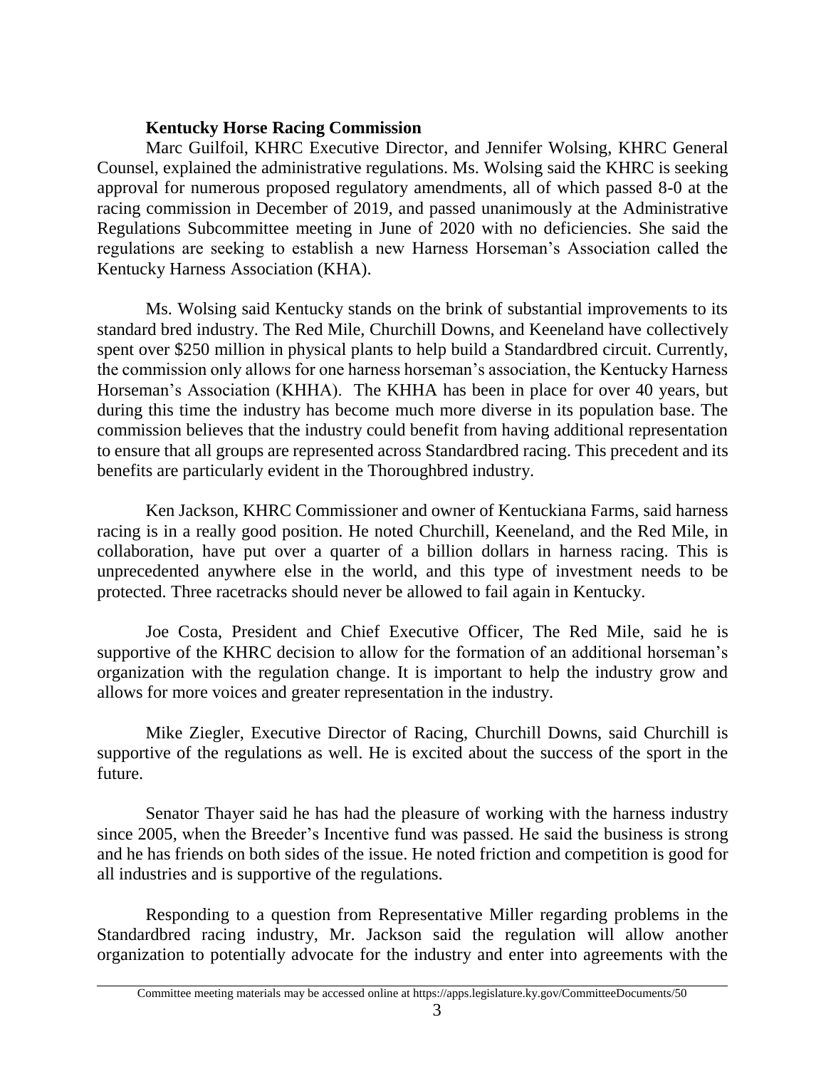**Kentucky Horse Racing Commission**

Marc Guilfoil, KHRC Executive Director, and Jennifer Wolsing, KHRC General Counsel, explained the administrative regulations. Ms. Wolsing said the KHRC is seeking approval for numerous proposed regulatory amendments, all of which passed 8-0 at the racing commission in December of 2019, and passed unanimously at the Administrative Regulations Subcommittee meeting in June of 2020 with no deficiencies. She said the regulations are seeking to establish a new Harness Horseman's Association called the Kentucky Harness Association (KHA).

Ms. Wolsing said Kentucky stands on the brink of substantial improvements to its standard bred industry. The Red Mile, Churchill Downs, and Keeneland have collectively spent over $250 million in physical plants to help build a Standardbred circuit. Currently, the commission only allows for one harness horseman's association, the Kentucky Harness Horseman's Association (KHHA). The KHHA has been in place for over 40 years, but during this time the industry has become much more diverse in its population base. The commission believes that the industry could benefit from having additional representation to ensure that all groups are represented across Standardbred racing. This precedent and its benefits are particularly evident in the Thoroughbred industry.

Ken Jackson, KHRC Commissioner and owner of Kentuckiana Farms, said harness racing is in a really good position. He noted Churchill, Keeneland, and the Red Mile, in collaboration, have put over a quarter of a billion dollars in harness racing. This is unprecedented anywhere else in the world, and this type of investment needs to be protected. Three racetracks should never be allowed to fail again in Kentucky.

Joe Costa, President and Chief Executive Officer, The Red Mile, said he is supportive of the KHRC decision to allow for the formation of an additional horseman's organization with the regulation change. It is important to help the industry grow and allows for more voices and greater representation in the industry.

Mike Ziegler, Executive Director of Racing, Churchill Downs, said Churchill is supportive of the regulations as well. He is excited about the success of the sport in the future.

Senator Thayer said he has had the pleasure of working with the harness industry since 2005, when the Breeder's Incentive fund was passed. He said the business is strong and he has friends on both sides of the issue. He noted friction and competition is good for all industries and is supportive of the regulations.

Responding to a question from Representative Miller regarding problems in the Standardbred racing industry, Mr. Jackson said the regulation will allow another organization to potentially advocate for the industry and enter into agreements with the

Committee meeting materials may be accessed online at https://apps.legislature.ky.gov/CommitteeDocuments/50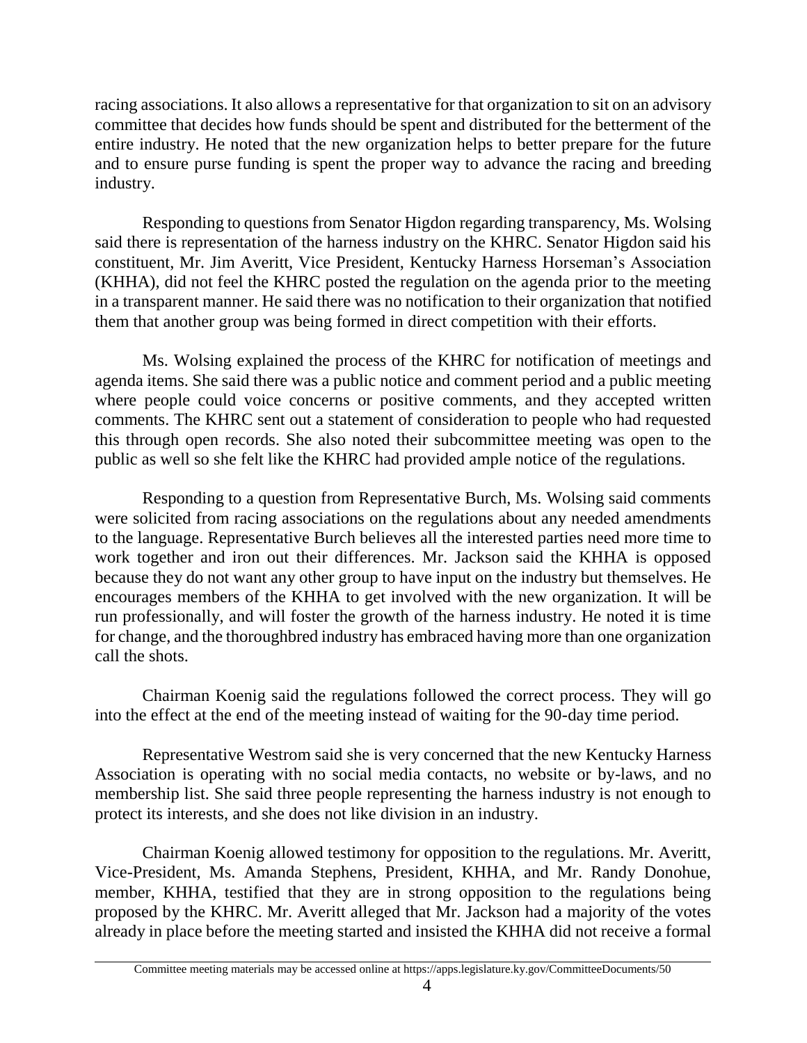racing associations. It also allows a representative for that organization to sit on an advisory committee that decides how funds should be spent and distributed for the betterment of the entire industry. He noted that the new organization helps to better prepare for the future and to ensure purse funding is spent the proper way to advance the racing and breeding industry.

Responding to questions from Senator Higdon regarding transparency, Ms. Wolsing said there is representation of the harness industry on the KHRC. Senator Higdon said his constituent, Mr. Jim Averitt, Vice President, Kentucky Harness Horseman's Association (KHHA), did not feel the KHRC posted the regulation on the agenda prior to the meeting in a transparent manner. He said there was no notification to their organization that notified them that another group was being formed in direct competition with their efforts.

Ms. Wolsing explained the process of the KHRC for notification of meetings and agenda items. She said there was a public notice and comment period and a public meeting where people could voice concerns or positive comments, and they accepted written comments. The KHRC sent out a statement of consideration to people who had requested this through open records. She also noted their subcommittee meeting was open to the public as well so she felt like the KHRC had provided ample notice of the regulations.

Responding to a question from Representative Burch, Ms. Wolsing said comments were solicited from racing associations on the regulations about any needed amendments to the language. Representative Burch believes all the interested parties need more time to work together and iron out their differences. Mr. Jackson said the KHHA is opposed because they do not want any other group to have input on the industry but themselves. He encourages members of the KHHA to get involved with the new organization. It will be run professionally, and will foster the growth of the harness industry. He noted it is time for change, and the thoroughbred industry has embraced having more than one organization call the shots.

Chairman Koenig said the regulations followed the correct process. They will go into the effect at the end of the meeting instead of waiting for the 90-day time period.

Representative Westrom said she is very concerned that the new Kentucky Harness Association is operating with no social media contacts, no website or by-laws, and no membership list. She said three people representing the harness industry is not enough to protect its interests, and she does not like division in an industry.

Chairman Koenig allowed testimony for opposition to the regulations. Mr. Averitt, Vice-President, Ms. Amanda Stephens, President, KHHA, and Mr. Randy Donohue, member, KHHA, testified that they are in strong opposition to the regulations being proposed by the KHRC. Mr. Averitt alleged that Mr. Jackson had a majority of the votes already in place before the meeting started and insisted the KHHA did not receive a formal

Committee meeting materials may be accessed online at https://apps.legislature.ky.gov/CommitteeDocuments/50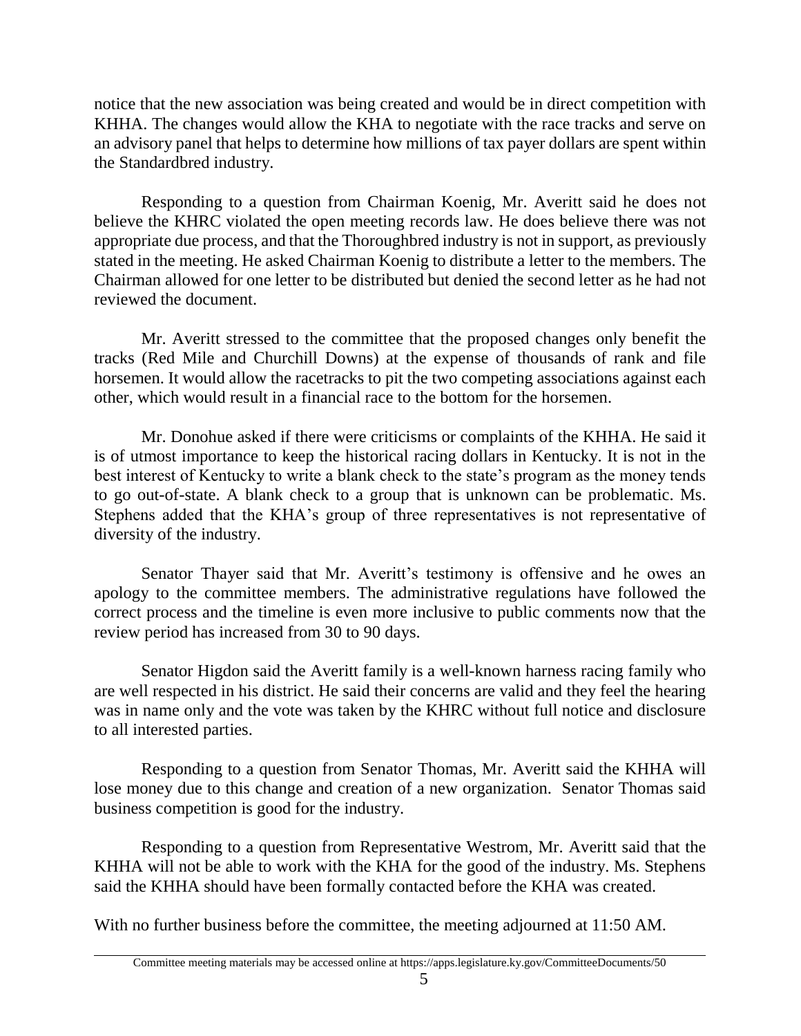notice that the new association was being created and would be in direct competition with KHHA. The changes would allow the KHA to negotiate with the race tracks and serve on an advisory panel that helps to determine how millions of tax payer dollars are spent within the Standardbred industry.

Responding to a question from Chairman Koenig, Mr. Averitt said he does not believe the KHRC violated the open meeting records law. He does believe there was not appropriate due process, and that the Thoroughbred industry is not in support, as previously stated in the meeting. He asked Chairman Koenig to distribute a letter to the members. The Chairman allowed for one letter to be distributed but denied the second letter as he had not reviewed the document.

Mr. Averitt stressed to the committee that the proposed changes only benefit the tracks (Red Mile and Churchill Downs) at the expense of thousands of rank and file horsemen. It would allow the racetracks to pit the two competing associations against each other, which would result in a financial race to the bottom for the horsemen.

Mr. Donohue asked if there were criticisms or complaints of the KHHA. He said it is of utmost importance to keep the historical racing dollars in Kentucky. It is not in the best interest of Kentucky to write a blank check to the state's program as the money tends to go out-of-state. A blank check to a group that is unknown can be problematic. Ms. Stephens added that the KHA's group of three representatives is not representative of diversity of the industry.

Senator Thayer said that Mr. Averitt's testimony is offensive and he owes an apology to the committee members. The administrative regulations have followed the correct process and the timeline is even more inclusive to public comments now that the review period has increased from 30 to 90 days.

Senator Higdon said the Averitt family is a well-known harness racing family who are well respected in his district. He said their concerns are valid and they feel the hearing was in name only and the vote was taken by the KHRC without full notice and disclosure to all interested parties.

Responding to a question from Senator Thomas, Mr. Averitt said the KHHA will lose money due to this change and creation of a new organization. Senator Thomas said business competition is good for the industry.

Responding to a question from Representative Westrom, Mr. Averitt said that the KHHA will not be able to work with the KHA for the good of the industry. Ms. Stephens said the KHHA should have been formally contacted before the KHA was created.

With no further business before the committee, the meeting adjourned at 11:50 AM.

Committee meeting materials may be accessed online at https://apps.legislature.ky.gov/CommitteeDocuments/50